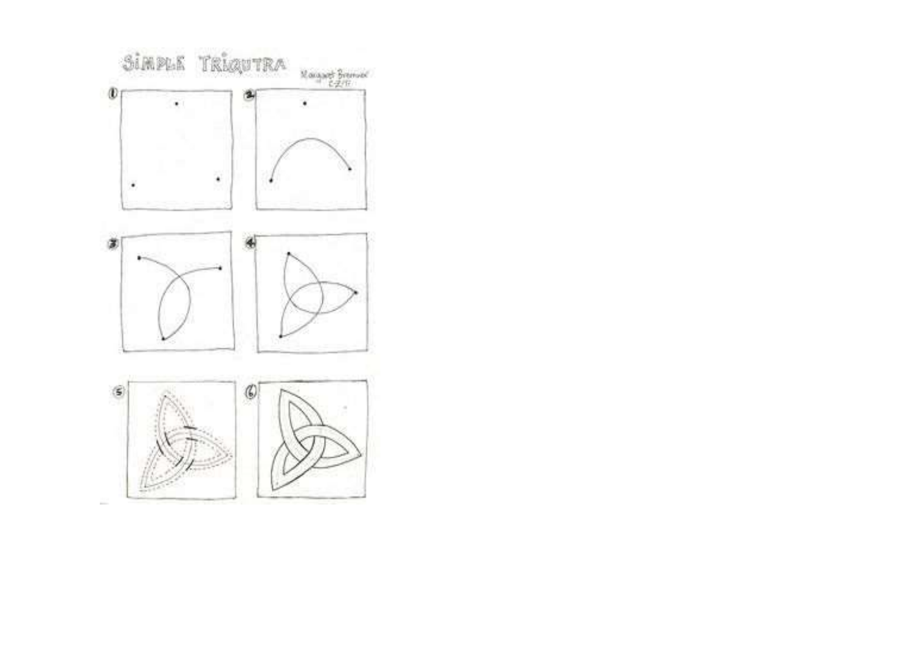# SIMPLE TRIQUTRA

Margaret Bremner
6-2/17

①

②

③

④

⑤

⑥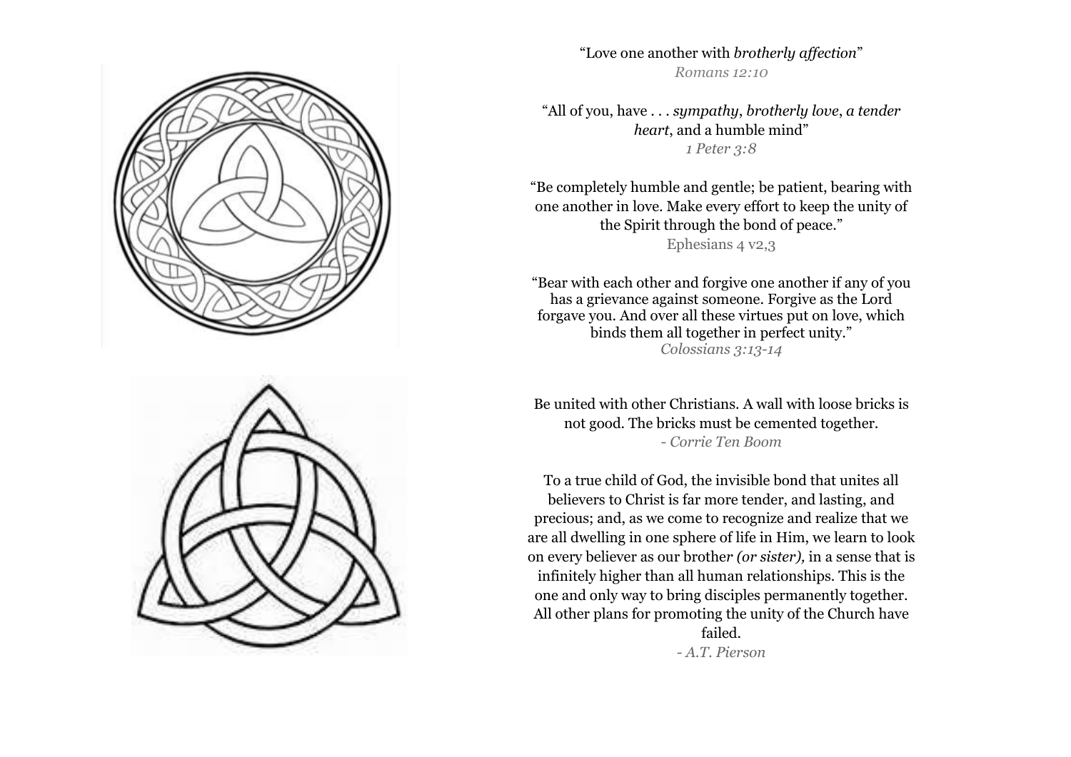"Love one another with *brotherly affection*"
*Romans 12:10*

"All of you, have . . . *sympathy*, *brotherly love*, *a tender heart*, and a humble mind"
*1 Peter 3:8*

"Be completely humble and gentle; be patient, bearing with one another in love. Make every effort to keep the unity of the Spirit through the bond of peace."
Ephesians 4 v2,3

"Bear with each other and forgive one another if any of you has a grievance against someone. Forgive as the Lord forgave you. And over all these virtues put on love, which binds them all together in perfect unity."
*Colossians 3:13-14*

Be united with other Christians. A wall with loose bricks is not good. The bricks must be cemented together.
*- Corrie Ten Boom*

To a true child of God, the invisible bond that unites all believers to Christ is far more tender, and lasting, and precious; and, as we come to recognize and realize that we are all dwelling in one sphere of life in Him, we learn to look on every believer as our brothe*r (or sister),* in a sense that is infinitely higher than all human relationships. This is the one and only way to bring disciples permanently together. All other plans for promoting the unity of the Church have failed.
*- A.T. Pierson*